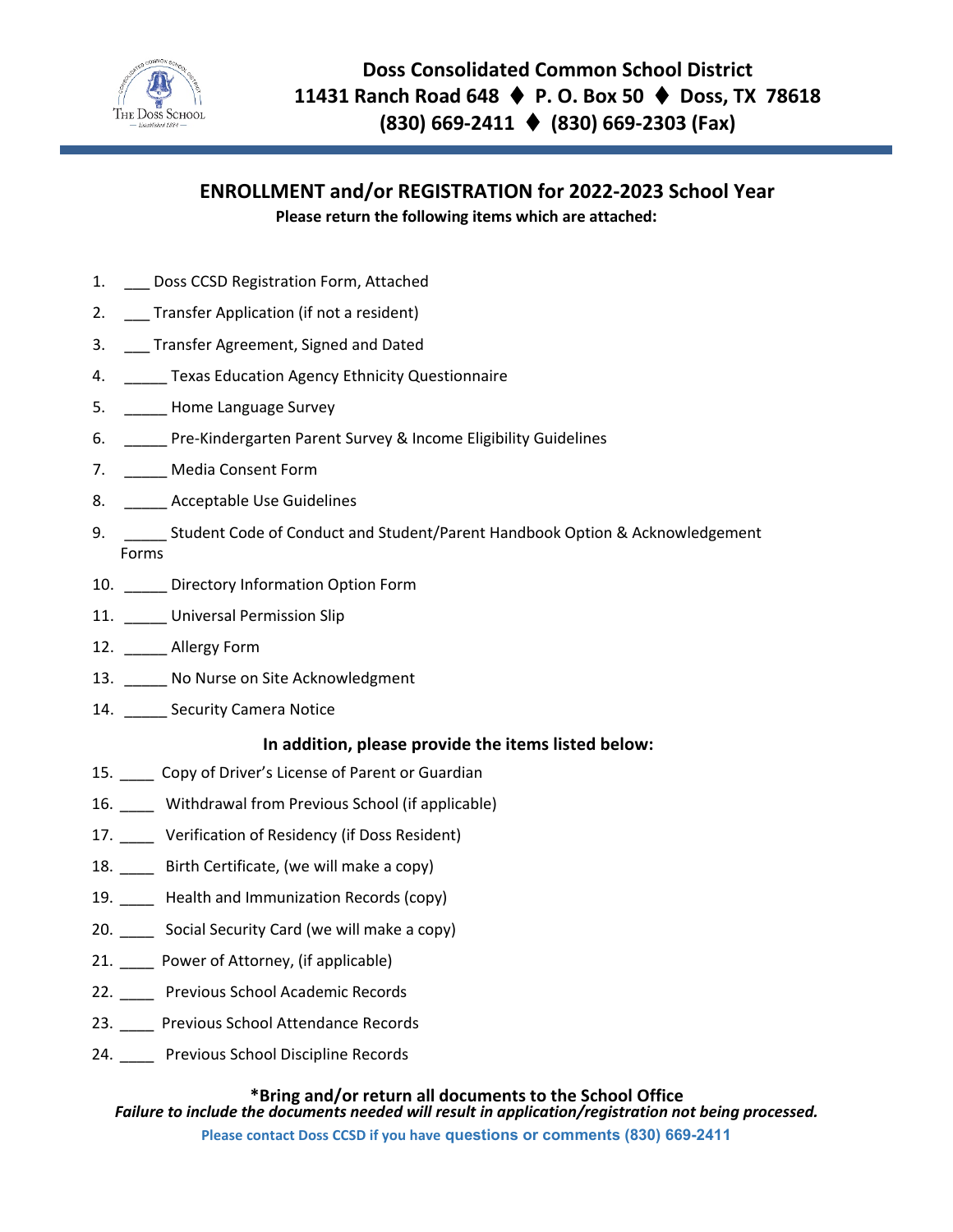# Doss Consolidated Common School District

**11431 Ranch Road 648 ♦ P. O. Box 50 ♦ Doss, TX 78618**
**(830) 669-2411 ♦ (830) 669-2303 (Fax)**

## ENROLLMENT and/or REGISTRATION for 2022-2023 School Year

**Please return the following items which are attached:**

1. ___ Doss CCSD Registration Form, Attached
2. ___ Transfer Application (if not a resident)
3. ___ Transfer Agreement, Signed and Dated
4. _____ Texas Education Agency Ethnicity Questionnaire
5. _____ Home Language Survey
6. _____ Pre-Kindergarten Parent Survey & Income Eligibility Guidelines
7. _____ Media Consent Form
8. _____ Acceptable Use Guidelines
9. _____ Student Code of Conduct and Student/Parent Handbook Option & Acknowledgement Forms
10. _____ Directory Information Option Form
11. _____ Universal Permission Slip
12. _____ Allergy Form
13. _____ No Nurse on Site Acknowledgment
14. _____ Security Camera Notice

**In addition, please provide the items listed below:**

15. ____ Copy of Driver's License of Parent or Guardian
16. ____ Withdrawal from Previous School (if applicable)
17. ____ Verification of Residency (if Doss Resident)
18. ____ Birth Certificate, (we will make a copy)
19. ____ Health and Immunization Records (copy)
20. ____ Social Security Card (we will make a copy)
21. ____ Power of Attorney, (if applicable)
22. ____ Previous School Academic Records
23. ____ Previous School Attendance Records
24. ____ Previous School Discipline Records

**\*Bring and/or return all documents to the School Office**

***Failure to include the documents needed will result in application/registration not being processed.***

**Please contact Doss CCSD if you have questions or comments (830) 669-2411**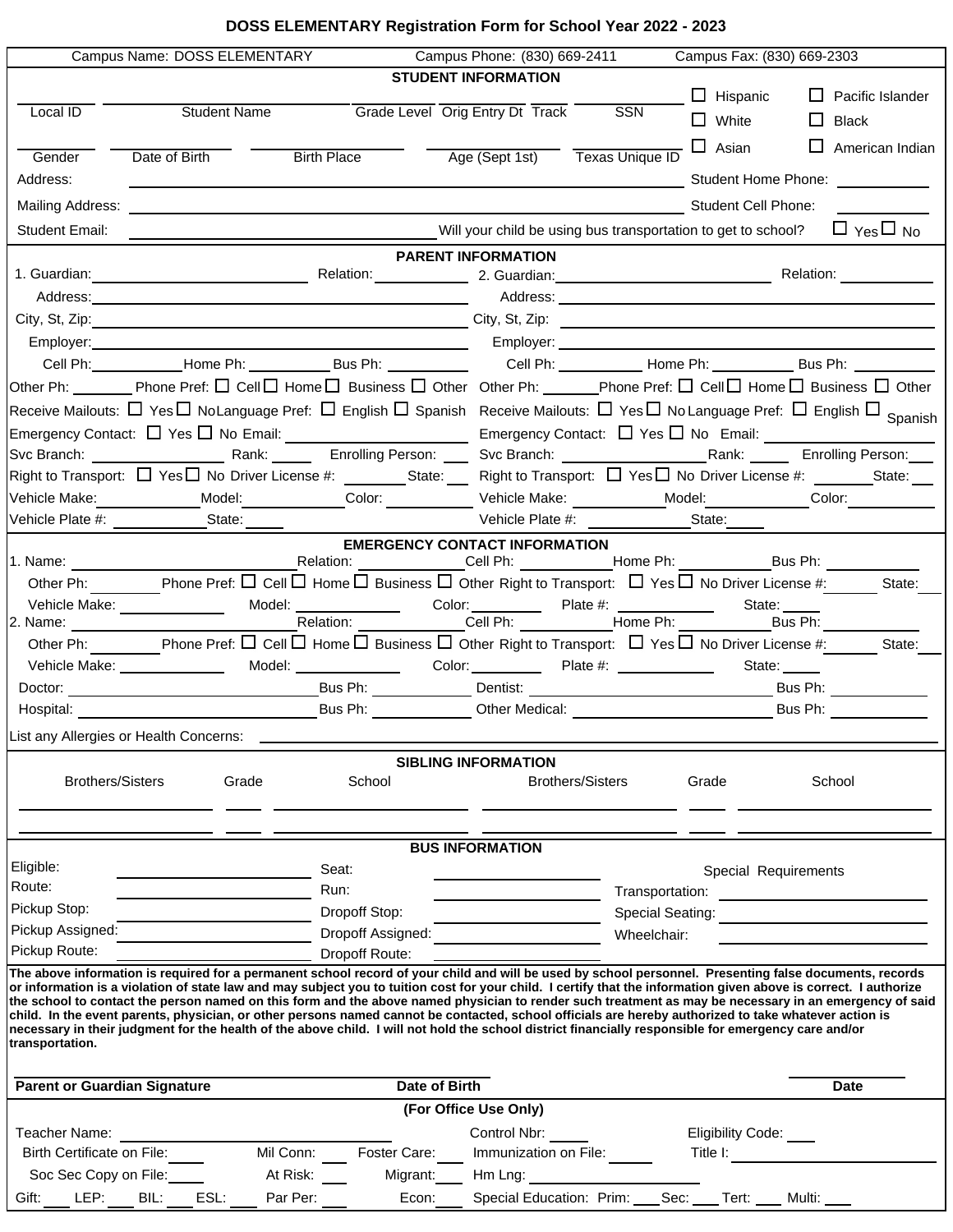# DOSS ELEMENTARY Registration Form for School Year 2022 - 2023

Campus Name: DOSS ELEMENTARY | Campus Phone: (830) 669-2411 | Campus Fax: (830) 669-2303

## STUDENT INFORMATION

Local ID ______ Student Name ______ Grade Level ______ Orig Entry Dt ______ Track ______ SSN ______

Gender ______ Date of Birth ______ Birth Place ______ Age (Sept 1st) ______ Texas Unique ID ______

☐ Hispanic ☐ Pacific Islander ☐ White ☐ Black ☐ Asian ☐ American Indian

Address: ______ Student Home Phone: ______

Mailing Address: ______ Student Cell Phone: ______

Student Email: ______ Will your child be using bus transportation to get to school? ☐ Yes ☐ No

## PARENT INFORMATION

| 1. Guardian | 2. Guardian |
|---|---|
| 1. Guardian: ______ Relation: ______ | 2. Guardian: ______ Relation: ______ |
| Address: ______ | Address: ______ |
| City, St, Zip: ______ | City, St, Zip: ______ |
| Employer: ______ | Employer: ______ |
| Cell Ph: ______ Home Ph: ______ Bus Ph: ______ | Cell Ph: ______ Home Ph: ______ Bus Ph: ______ |
| Other Ph: ______ Phone Pref: ☐ Cell ☐ Home ☐ Business ☐ Other | Other Ph: ______ Phone Pref: ☐ Cell ☐ Home ☐ Business ☐ Other |
| Receive Mailouts: ☐ Yes ☐ No Language Pref: ☐ English ☐ Spanish | Receive Mailouts: ☐ Yes ☐ No Language Pref: ☐ English ☐ Spanish |
| Emergency Contact: ☐ Yes ☐ No Email: ______ | Emergency Contact: ☐ Yes ☐ No Email: ______ |
| Svc Branch: ______ Rank: ______ Enrolling Person: ______ | Svc Branch: ______ Rank: ______ Enrolling Person: ______ |
| Right to Transport: ☐ Yes ☐ No Driver License #: ______ State: ______ | Right to Transport: ☐ Yes ☐ No Driver License #: ______ State: ______ |
| Vehicle Make: ______ Model: ______ Color: ______ | Vehicle Make: ______ Model: ______ Color: ______ |
| Vehicle Plate #: ______ State: ______ | Vehicle Plate #: ______ State: ______ |

## EMERGENCY CONTACT INFORMATION

1. Name: ______ Relation: ______ Cell Ph: ______ Home Ph: ______ Bus Ph: ______
   Other Ph: ______ Phone Pref: ☐ Cell ☐ Home ☐ Business ☐ Other Right to Transport: ☐ Yes ☐ No Driver License #: ______ State: ______
   Vehicle Make: ______ Model: ______ Color: ______ Plate #: ______ State: ______

2. Name: ______ Relation: ______ Cell Ph: ______ Home Ph: ______ Bus Ph: ______
   Other Ph: ______ Phone Pref: ☐ Cell ☐ Home ☐ Business ☐ Other Right to Transport: ☐ Yes ☐ No Driver License #: ______ State: ______
   Vehicle Make: ______ Model: ______ Color: ______ Plate #: ______ State: ______

Doctor: ______ Bus Ph: ______ Dentist: ______ Bus Ph: ______

Hospital: ______ Bus Ph: ______ Other Medical: ______ Bus Ph: ______

List any Allergies or Health Concerns: ______

## SIBLING INFORMATION

| Brothers/Sisters | Grade | School | Brothers/Sisters | Grade | School |
|---|---|---|---|---|---|
| | | | | | |
| | | | | | |

## BUS INFORMATION

| | | | | Special Requirements | |
|---|---|---|---|---|---|
| Eligible: | | Seat: | | | |
| Route: | | Run: | | Transportation: | |
| Pickup Stop: | | Dropoff Stop: | | Special Seating: | |
| Pickup Assigned: | | Dropoff Assigned: | | Wheelchair: | |
| Pickup Route: | | Dropoff Route: | | | |

**The above information is required for a permanent school record of your child and will be used by school personnel. Presenting false documents, records or information is a violation of state law and may subject you to tuition cost for your child. I certify that the information given above is correct. I authorize the school to contact the person named on this form and the above named physician to render such treatment as may be necessary in an emergency of said child. In the event parents, physician, or other persons named cannot be contacted, school officials are hereby authorized to take whatever action is necessary in their judgment for the health of the above child. I will not hold the school district financially responsible for emergency care and/or transportation.**

**Parent or Guardian Signature** ______ **Date of Birth** ______ **Date** ______

## (For Office Use Only)

Teacher Name: ______ Control Nbr: ______ Eligibility Code: ______

Birth Certificate on File: ______ Mil Conn: ______ Foster Care: ______ Immunization on File: ______ Title I: ______

Soc Sec Copy on File: ______ At Risk: ______ Migrant: ______ Hm Lng: ______

Gift: ______ LEP: ______ BIL: ______ ESL: ______ Par Per: ______ Econ: ______ Special Education: Prim: ______ Sec: ______ Tert: ______ Multi: ______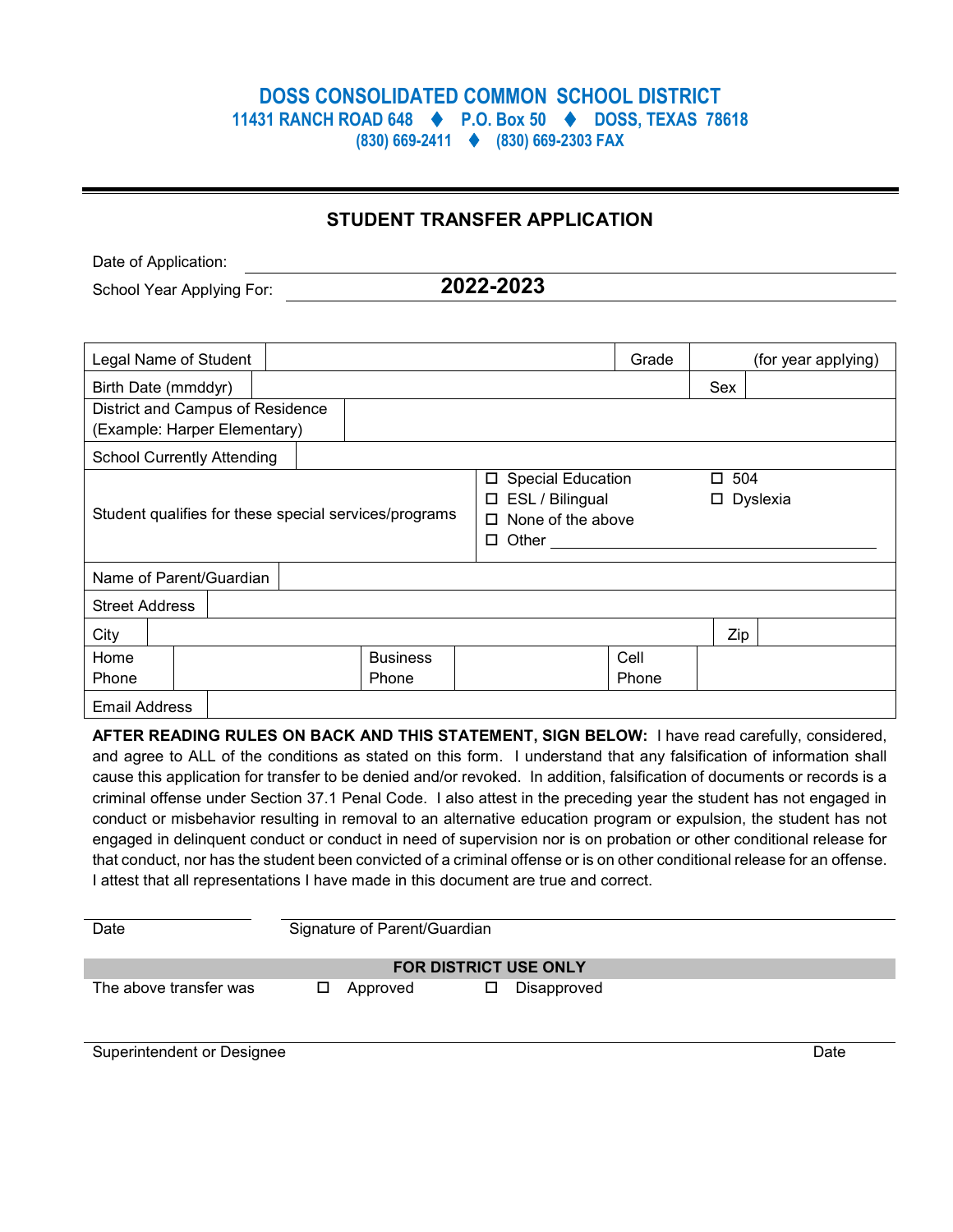# DOSS CONSOLIDATED COMMON SCHOOL DISTRICT

**11431 RANCH ROAD 648 ♦ P.O. Box 50 ♦ DOSS, TEXAS 78618**

**(830) 669-2411 ♦ (830) 669-2303 FAX**

## STUDENT TRANSFER APPLICATION

Date of Application: ____________________

School Year Applying For: **2022-2023**

| Legal Name of Student | | Grade | (for year applying) |
|---|---|---|---|
| Birth Date (mmddyr) | | Sex | |
| District and Campus of Residence (Example: Harper Elementary) | | | |
| School Currently Attending | | | |
| Student qualifies for these special services/programs | ☐ Special Education<br>☐ ESL / Bilingual<br>☐ None of the above<br>☐ Other ____________ | ☐ 504<br>☐ Dyslexia | |
| Name of Parent/Guardian | | | |
| Street Address | | | |
| City | | Zip | |

| Home Phone | | Business Phone | | Cell Phone | |
|---|---|---|---|---|---|
| Email Address | | | | | |

**AFTER READING RULES ON BACK AND THIS STATEMENT, SIGN BELOW:** I have read carefully, considered, and agree to ALL of the conditions as stated on this form. I understand that any falsification of information shall cause this application for transfer to be denied and/or revoked. In addition, falsification of documents or records is a criminal offense under Section 37.1 Penal Code. I also attest in the preceding year the student has not engaged in conduct or misbehavior resulting in removal to an alternative education program or expulsion, the student has not engaged in delinquent conduct or conduct in need of supervision nor is on probation or other conditional release for that conduct, nor has the student been convicted of a criminal offense or is on other conditional release for an offense. I attest that all representations I have made in this document are true and correct.

____________________ ____________________________________
Date Signature of Parent/Guardian

**FOR DISTRICT USE ONLY**

The above transfer was ☐ Approved ☐ Disapproved

____________________________________________________________
Superintendent or Designee Date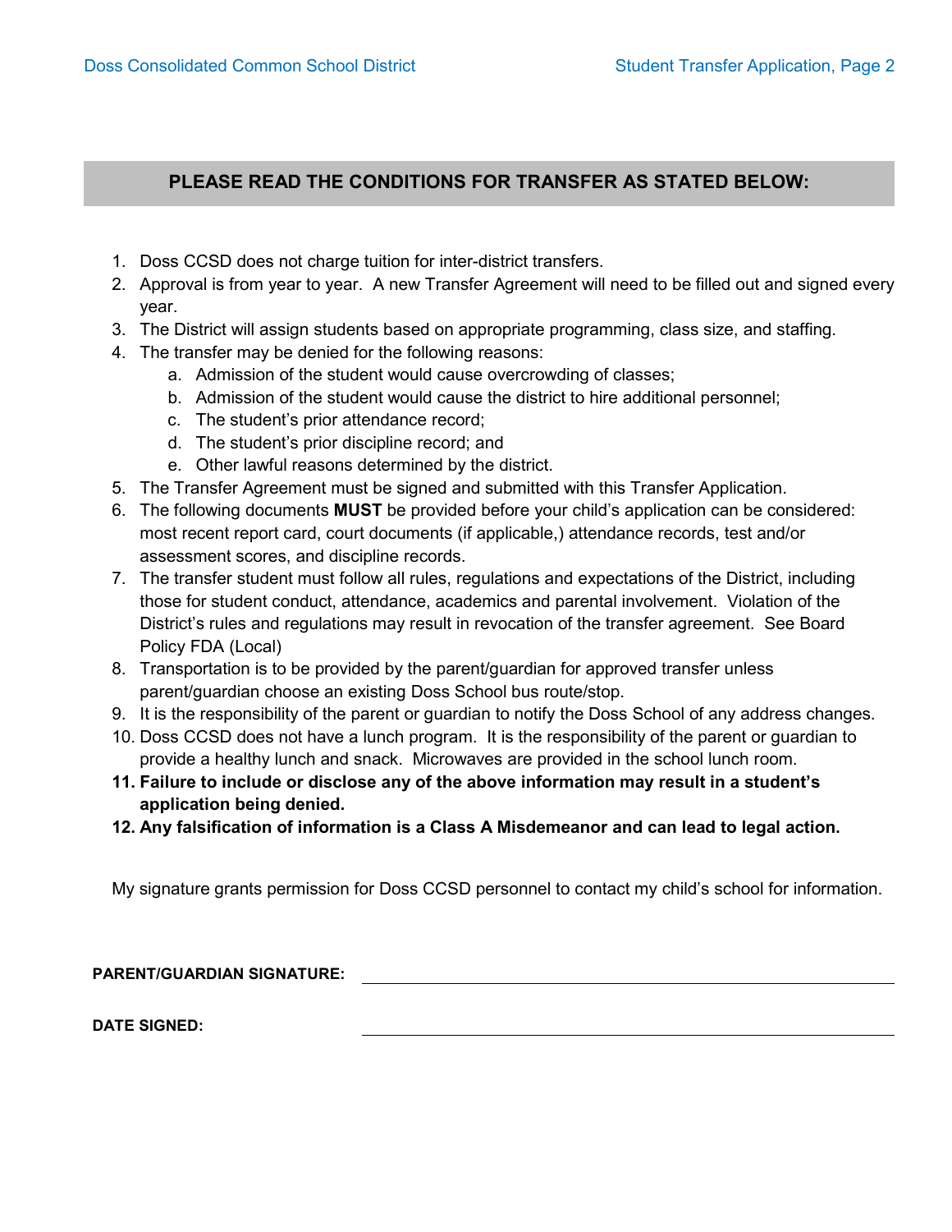## PLEASE READ THE CONDITIONS FOR TRANSFER AS STATED BELOW:

1. Doss CCSD does not charge tuition for inter-district transfers.
2. Approval is from year to year. A new Transfer Agreement will need to be filled out and signed every year.
3. The District will assign students based on appropriate programming, class size, and staffing.
4. The transfer may be denied for the following reasons:
   a. Admission of the student would cause overcrowding of classes;
   b. Admission of the student would cause the district to hire additional personnel;
   c. The student's prior attendance record;
   d. The student's prior discipline record; and
   e. Other lawful reasons determined by the district.
5. The Transfer Agreement must be signed and submitted with this Transfer Application.
6. The following documents **MUST** be provided before your child's application can be considered: most recent report card, court documents (if applicable,) attendance records, test and/or assessment scores, and discipline records.
7. The transfer student must follow all rules, regulations and expectations of the District, including those for student conduct, attendance, academics and parental involvement. Violation of the District's rules and regulations may result in revocation of the transfer agreement. See Board Policy FDA (Local)
8. Transportation is to be provided by the parent/guardian for approved transfer unless parent/guardian choose an existing Doss School bus route/stop.
9. It is the responsibility of the parent or guardian to notify the Doss School of any address changes.
10. Doss CCSD does not have a lunch program. It is the responsibility of the parent or guardian to provide a healthy lunch and snack. Microwaves are provided in the school lunch room.
11. **Failure to include or disclose any of the above information may result in a student's application being denied.**
12. **Any falsification of information is a Class A Misdemeanor and can lead to legal action.**

My signature grants permission for Doss CCSD personnel to contact my child's school for information.

**PARENT/GUARDIAN SIGNATURE:** ______________________________

**DATE SIGNED:** ______________________________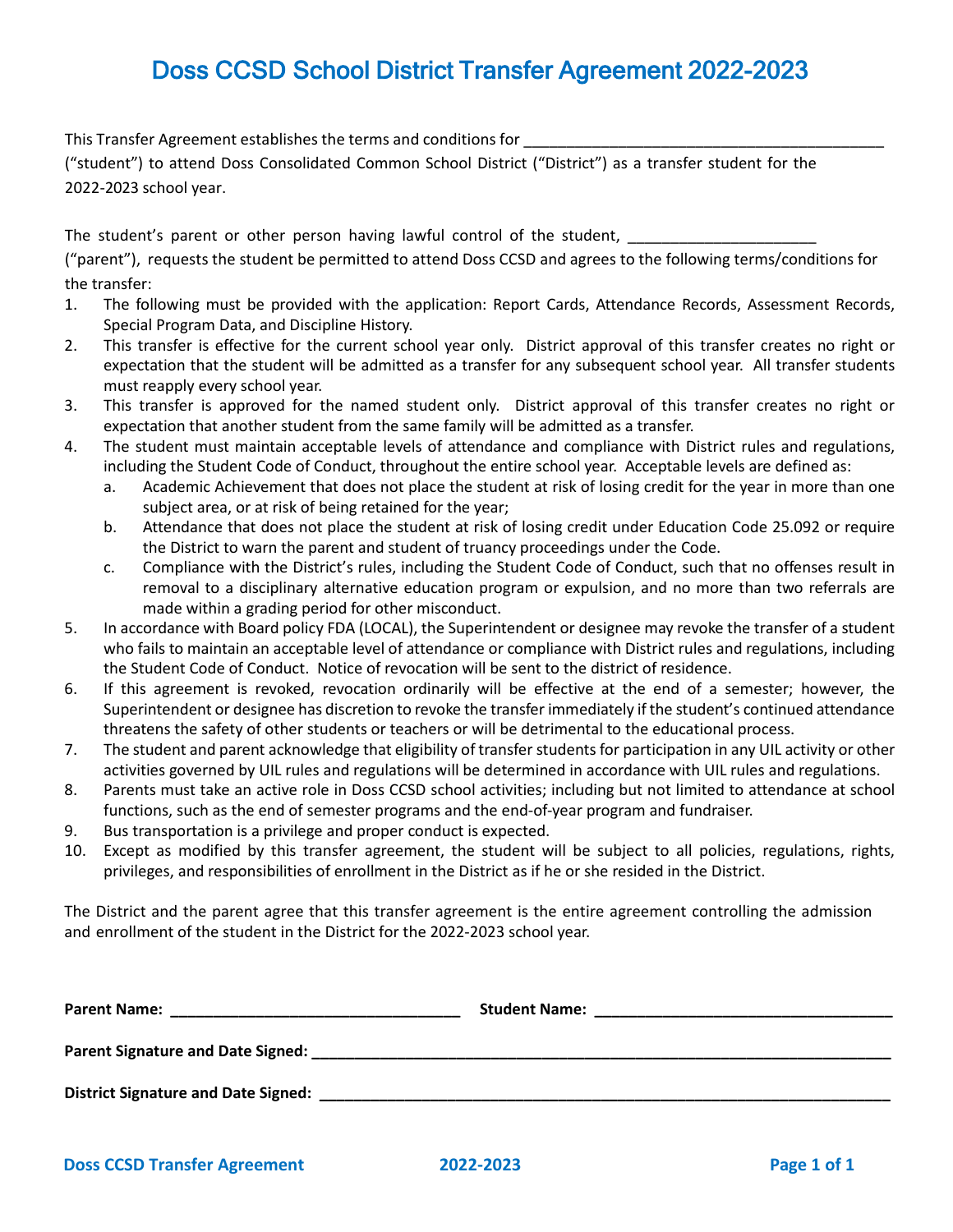# Doss CCSD School District Transfer Agreement 2022-2023

This Transfer Agreement establishes the terms and conditions for ___________________________________________ (“student”) to attend Doss Consolidated Common School District (“District”) as a transfer student for the 2022-2023 school year.

The student’s parent or other person having lawful control of the student, ______________________ (“parent”), requests the student be permitted to attend Doss CCSD and agrees to the following terms/conditions for the transfer:

1. The following must be provided with the application: Report Cards, Attendance Records, Assessment Records, Special Program Data, and Discipline History.
2. This transfer is effective for the current school year only. District approval of this transfer creates no right or expectation that the student will be admitted as a transfer for any subsequent school year. All transfer students must reapply every school year.
3. This transfer is approved for the named student only. District approval of this transfer creates no right or expectation that another student from the same family will be admitted as a transfer.
4. The student must maintain acceptable levels of attendance and compliance with District rules and regulations, including the Student Code of Conduct, throughout the entire school year. Acceptable levels are defined as:
   a. Academic Achievement that does not place the student at risk of losing credit for the year in more than one subject area, or at risk of being retained for the year;
   b. Attendance that does not place the student at risk of losing credit under Education Code 25.092 or require the District to warn the parent and student of truancy proceedings under the Code.
   c. Compliance with the District’s rules, including the Student Code of Conduct, such that no offenses result in removal to a disciplinary alternative education program or expulsion, and no more than two referrals are made within a grading period for other misconduct.
5. In accordance with Board policy FDA (LOCAL), the Superintendent or designee may revoke the transfer of a student who fails to maintain an acceptable level of attendance or compliance with District rules and regulations, including the Student Code of Conduct. Notice of revocation will be sent to the district of residence.
6. If this agreement is revoked, revocation ordinarily will be effective at the end of a semester; however, the Superintendent or designee has discretion to revoke the transfer immediately if the student’s continued attendance threatens the safety of other students or teachers or will be detrimental to the educational process.
7. The student and parent acknowledge that eligibility of transfer students for participation in any UIL activity or other activities governed by UIL rules and regulations will be determined in accordance with UIL rules and regulations.
8. Parents must take an active role in Doss CCSD school activities; including but not limited to attendance at school functions, such as the end of semester programs and the end-of-year program and fundraiser.
9. Bus transportation is a privilege and proper conduct is expected.
10. Except as modified by this transfer agreement, the student will be subject to all policies, regulations, rights, privileges, and responsibilities of enrollment in the District as if he or she resided in the District.

The District and the parent agree that this transfer agreement is the entire agreement controlling the admission and enrollment of the student in the District for the 2022-2023 school year.

**Parent Name:** __________________________________ **Student Name:** ___________________________________

**Parent Signature and Date Signed:** ____________________________________________________________________

**District Signature and Date Signed:** ___________________________________________________________________